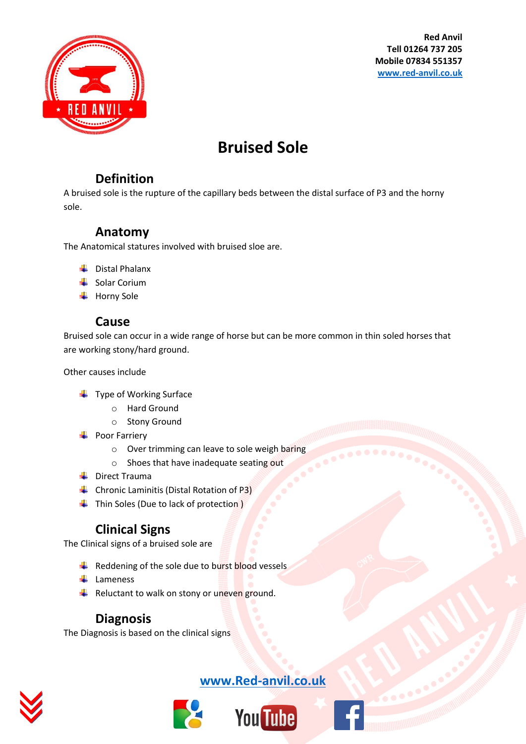Red Anvil
Tell 01264 737 205
Mobile 07834 551357
www.red-anvil.co.uk

# Bruised Sole

## Definition

A bruised sole is the rupture of the capillary beds between the distal surface of P3 and the horny sole.

## Anatomy

The Anatomical statures involved with bruised sloe are.

- Distal Phalanx
- Solar Corium
- Horny Sole

## Cause

Bruised sole can occur in a wide range of horse but can be more common in thin soled horses that are working stony/hard ground.

Other causes include

- Type of Working Surface
  - Hard Ground
  - Stony Ground
- Poor Farriery
  - Over trimming can leave to sole weigh baring
  - Shoes that have inadequate seating out
- Direct Trauma
- Chronic Laminitis (Distal Rotation of P3)
- Thin Soles (Due to lack of protection )

## Clinical Signs

The Clinical signs of a bruised sole are

- Reddening of the sole due to burst blood vessels
- Lameness
- Reluctant to walk on stony or uneven ground.

## Diagnosis

The Diagnosis is based on the clinical signs

www.Red-anvil.co.uk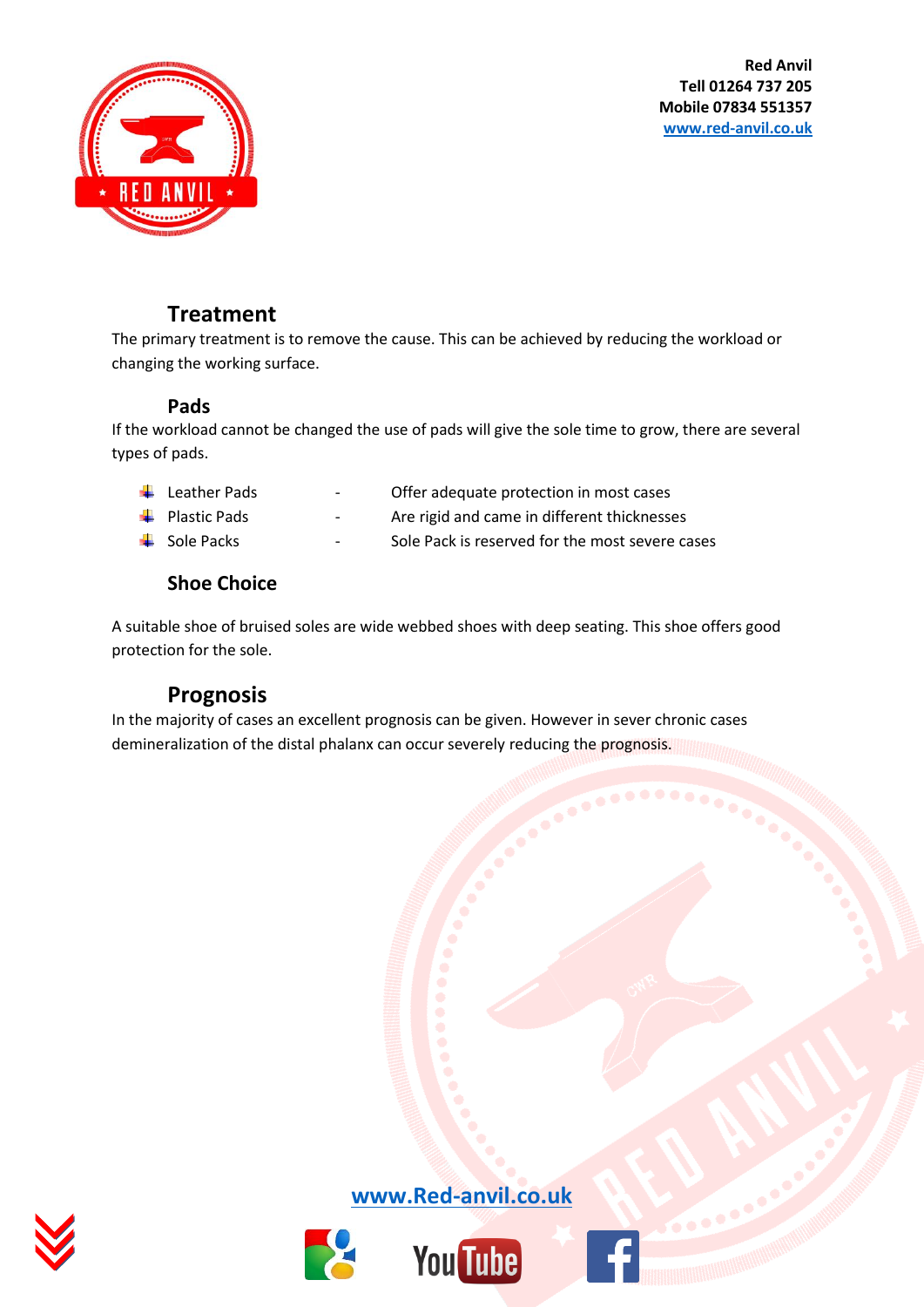## Treatment

The primary treatment is to remove the cause. This can be achieved by reducing the workload or changing the working surface.

### Pads

If the workload cannot be changed the use of pads will give the sole time to grow, there are several types of pads.

- Leather Pads - Offer adequate protection in most cases
- Plastic Pads - Are rigid and came in different thicknesses
- Sole Packs - Sole Pack is reserved for the most severe cases

### Shoe Choice

A suitable shoe of bruised soles are wide webbed shoes with deep seating. This shoe offers good protection for the sole.

## Prognosis

In the majority of cases an excellent prognosis can be given. However in sever chronic cases demineralization of the distal phalanx can occur severely reducing the prognosis.